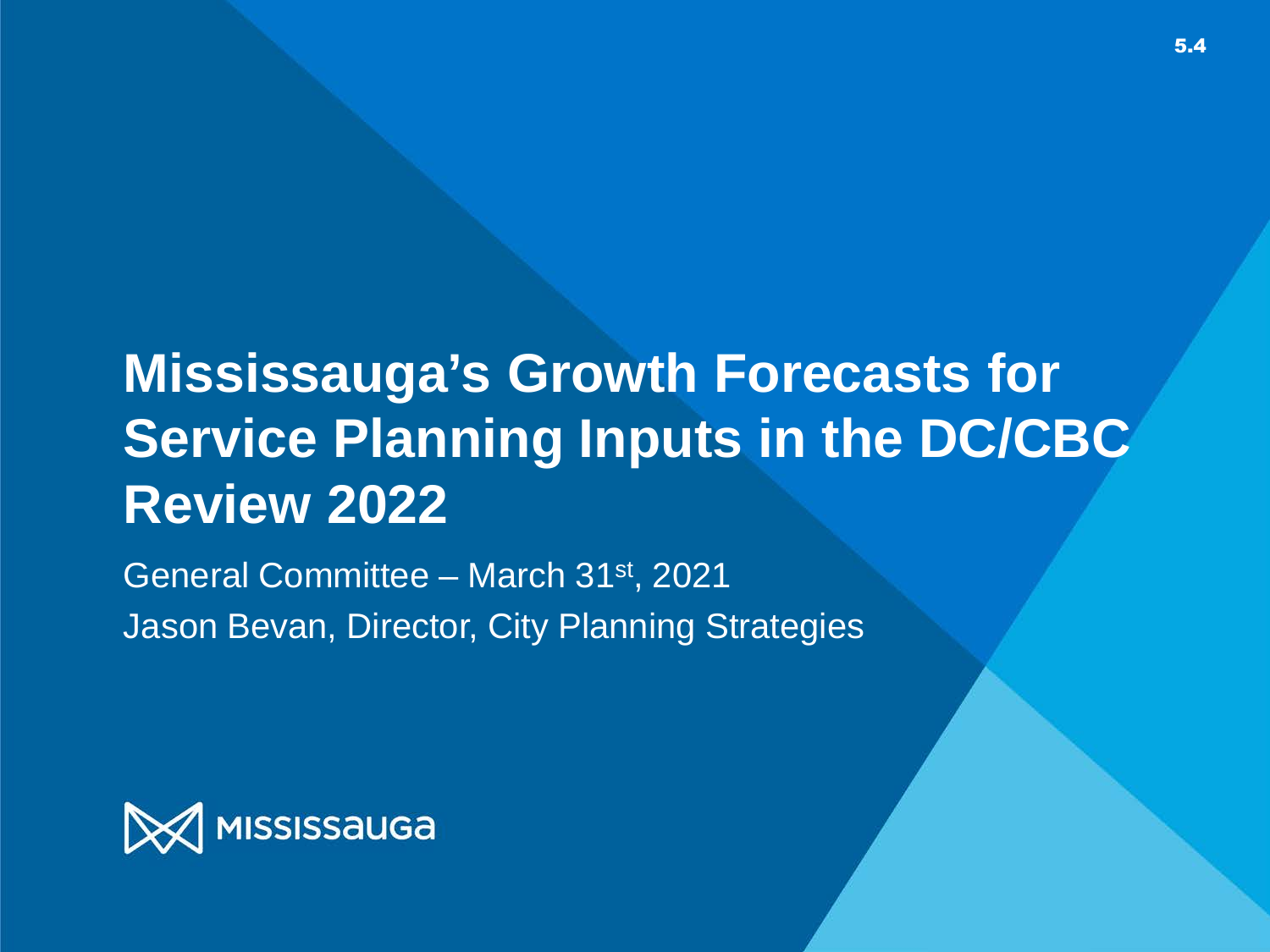# Mississauga's Growth Forecasts for Service Planning Inputs in the DC/CBC Review 2022

General Committee – March 31st, 2021

Jason Bevan, Director, City Planning Strategies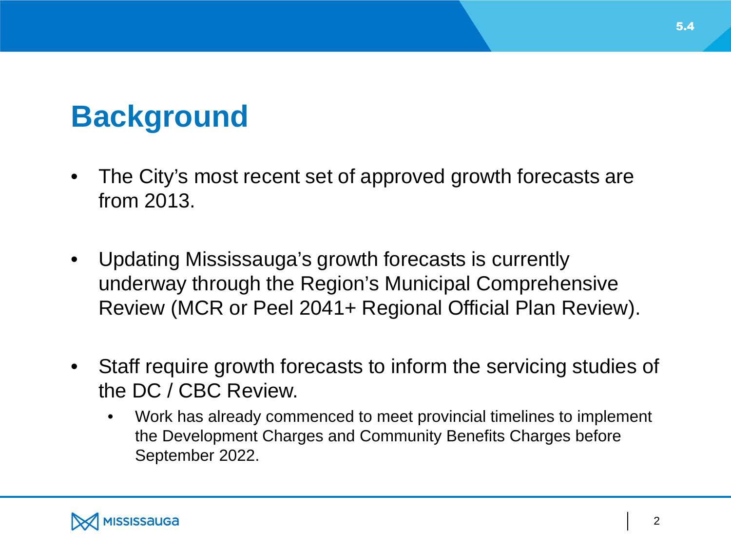# Background

- The City's most recent set of approved growth forecasts are from 2013.

- Updating Mississauga's growth forecasts is currently underway through the Region's Municipal Comprehensive Review (MCR or Peel 2041+ Regional Official Plan Review).

- Staff require growth forecasts to inform the servicing studies of the DC / CBC Review.
  - Work has already commenced to meet provincial timelines to implement the Development Charges and Community Benefits Charges before September 2022.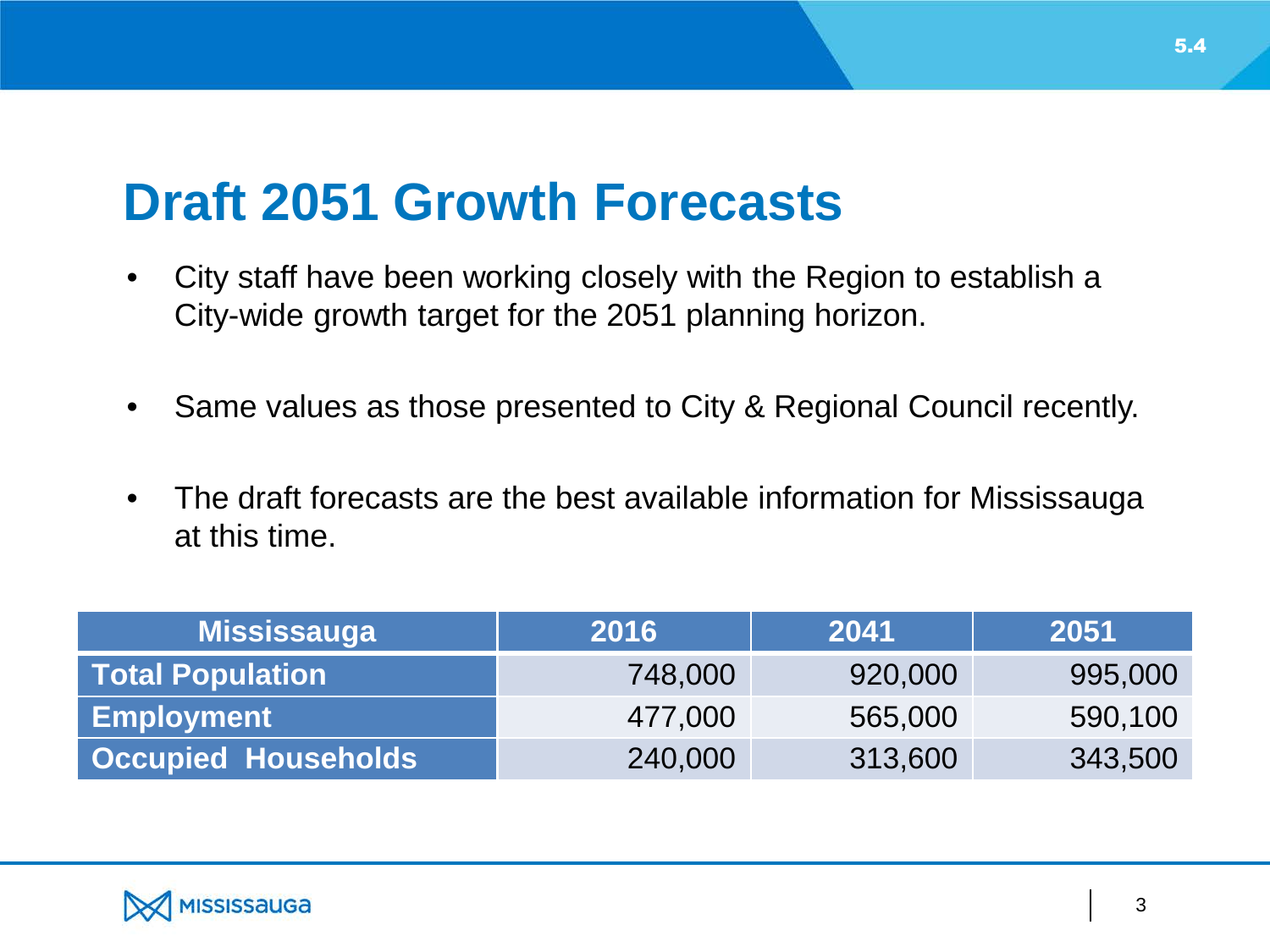# Draft 2051 Growth Forecasts

- City staff have been working closely with the Region to establish a City-wide growth target for the 2051 planning horizon.
- Same values as those presented to City & Regional Council recently.
- The draft forecasts are the best available information for Mississauga at this time.

| Mississauga | 2016 | 2041 | 2051 |
|---|---|---|---|
| **Total Population** | 748,000 | 920,000 | 995,000 |
| **Employment** | 477,000 | 565,000 | 590,100 |
| **Occupied Households** | 240,000 | 313,600 | 343,500 |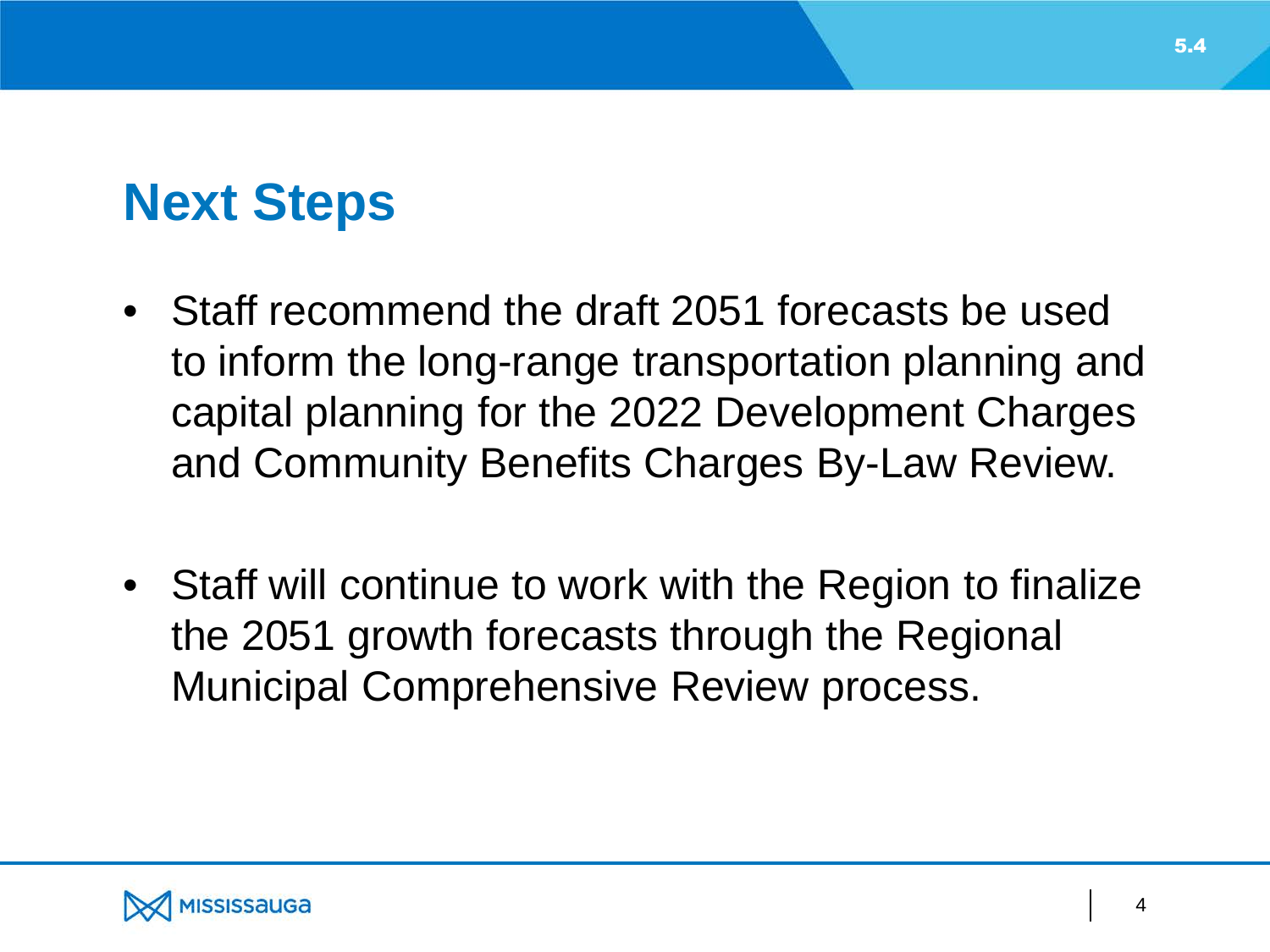# Next Steps

- Staff recommend the draft 2051 forecasts be used to inform the long-range transportation planning and capital planning for the 2022 Development Charges and Community Benefits Charges By-Law Review.

- Staff will continue to work with the Region to finalize the 2051 growth forecasts through the Regional Municipal Comprehensive Review process.